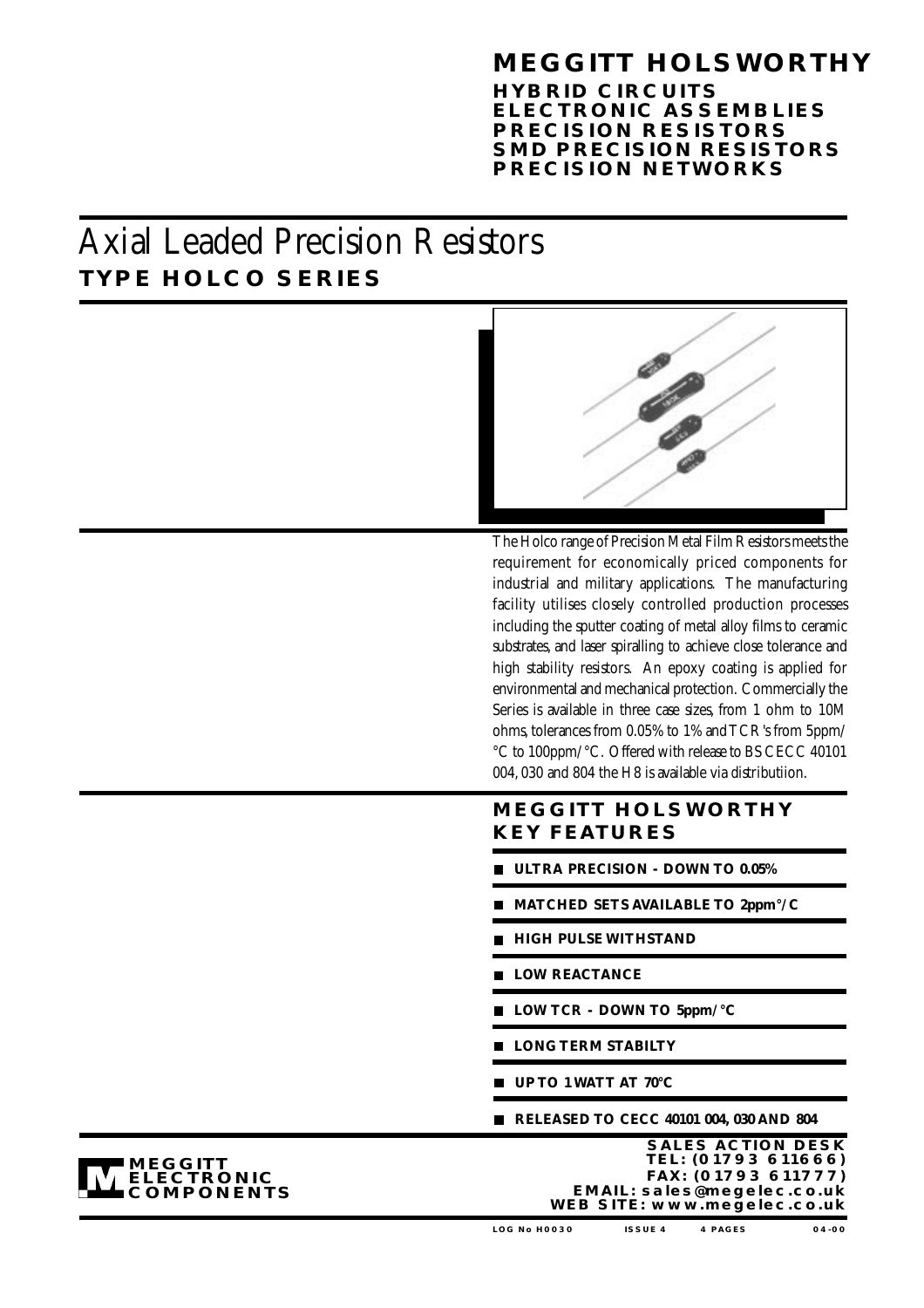**MEGGITT HOLSWORTHY**

**HYBRID CIRCUITS**
**ELECTRONIC ASSEMBLIES**
**PRECISION RESISTORS**
**SMD PRECISION RESISTORS**
**PRECISION NETWORKS**

# Axial Leaded Precision Resistors

## TYPE HOLCO SERIES

The Holco range of Precision Metal Film Resistors meets the requirement for economically priced components for industrial and military applications. The manufacturing facility utilises closely controlled production processes including the sputter coating of metal alloy films to ceramic substrates, and laser spiralling to achieve close tolerance and high stability resistors. An epoxy coating is applied for environmental and mechanical protection. Commercially the Series is available in three case sizes, from 1 ohm to 10M ohms, tolerances from 0.05% to 1% and TCR's from 5ppm/°C to 100ppm/°C. Offered with release to BS CECC 40101 004, 030 and 804 the H8 is available via distributiion.

## MEGGITT HOLSWORTHY KEY FEATURES

- **ULTRA PRECISION - DOWN TO 0.05%**
- **MATCHED SETS AVAILABLE TO 2ppm°/C**
- **HIGH PULSE WITHSTAND**
- **LOW REACTANCE**
- **LOW TCR - DOWN TO 5ppm/°C**
- **LONG TERM STABILTY**
- **UP TO 1 WATT AT 70°C**
- **RELEASED TO CECC 40101 004, 030 AND 804**

**MEGGITT ELECTRONIC COMPONENTS**

**SALES ACTION DESK**
**TEL: (01793 611666)**
**FAX: (01793 611777)**
**EMAIL: sales@megelec.co.uk**
**WEB SITE: www.megelec.co.uk**

LOG No H0030 ISSUE 4 4 PAGES 04-00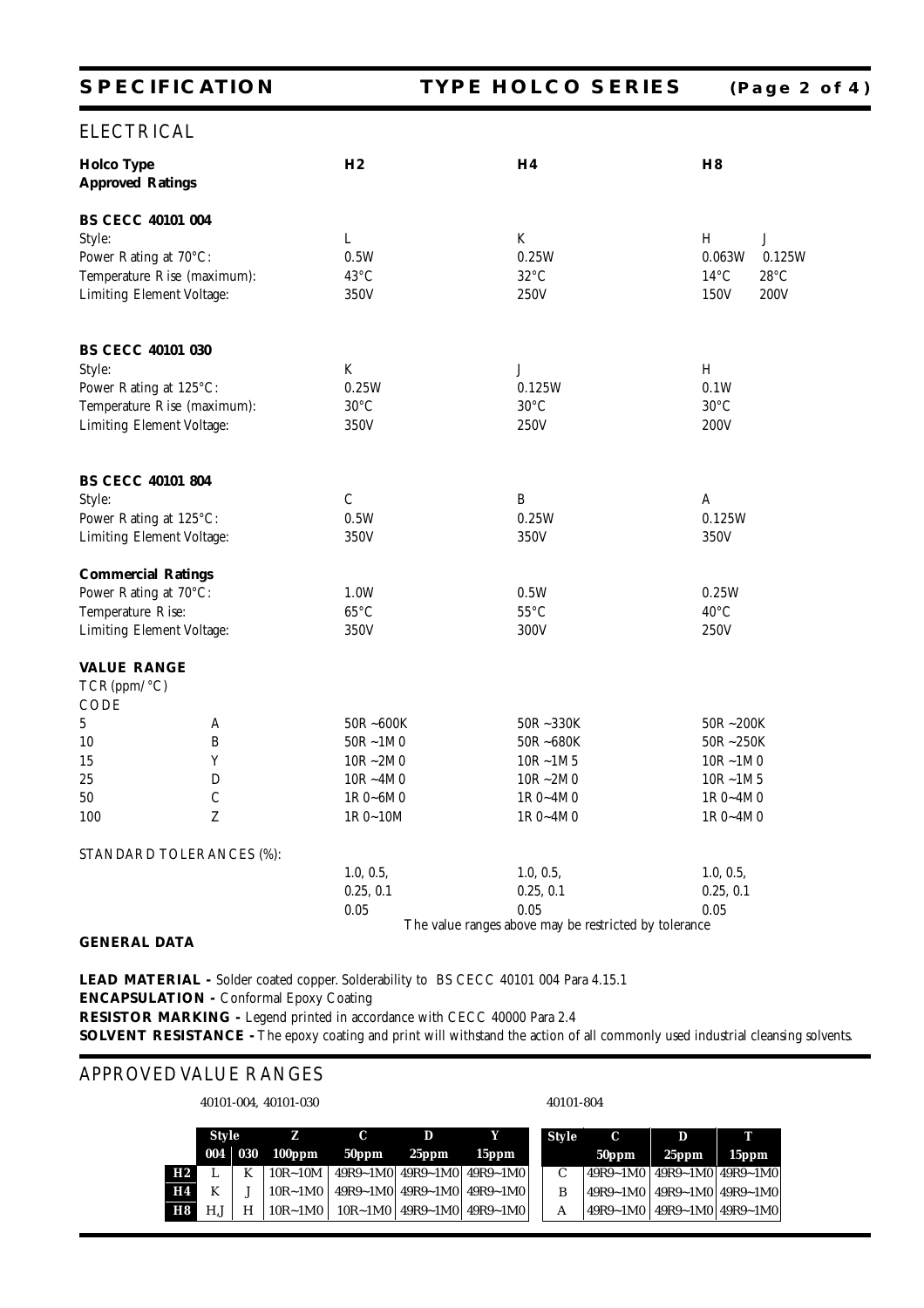## ELECTRICAL

| **Holco Type** **Approved Ratings** | | H2 | H4 | H8 | |
|---|---|---|---|---|---|
| **BS CECC 40101 004** | | | | | |
| Style: | | L | K | H | J |
| Power Rating at 70°C: | | 0.5W | 0.25W | 0.063W | 0.125W |
| Temperature Rise (maximum): | | 43°C | 32°C | 14°C | 28°C |
| Limiting Element Voltage: | | 350V | 250V | 150V | 200V |
| **BS CECC 40101 030** | | | | | |
| Style: | | K | J | H | |
| Power Rating at 125°C: | | 0.25W | 0.125W | 0.1W | |
| Temperature Rise (maximum): | | 30°C | 30°C | 30°C | |
| Limiting Element Voltage: | | 350V | 250V | 200V | |
| **BS CECC 40101 804** | | | | | |
| Style: | | C | B | A | |
| Power Rating at 125°C: | | 0.5W | 0.25W | 0.125W | |
| Limiting Element Voltage: | | 350V | 350V | 350V | |
| **Commercial Ratings** | | | | | |
| Power Rating at 70°C: | | 1.0W | 0.5W | 0.25W | |
| Temperature Rise: | | 65°C | 55°C | 40°C | |
| Limiting Element Voltage: | | 350V | 300V | 250V | |
| **VALUE RANGE** | | | | | |
| TCR (ppm/°C) | CODE | | | | |
| 5 | A | 50R ~600K | 50R ~330K | 50R ~200K | |
| 10 | B | 50R ~1M0 | 50R ~680K | 50R ~250K | |
| 15 | Y | 10R ~2M0 | 10R ~1M5 | 10R ~1M0 | |
| 25 | D | 10R ~4M0 | 10R ~2M0 | 10R ~1M5 | |
| 50 | C | 1R0~6M0 | 1R0~4M0 | 1R0~4M0 | |
| 100 | Z | 1R0~10M | 1R0~4M0 | 1R0~4M0 | |
| STANDARD TOLERANCES (%): | | 1.0, 0.5, 0.25, 0.1 0.05 | 1.0, 0.5, 0.25, 0.1 0.05 | 1.0, 0.5, 0.25, 0.1 0.05 | |

The value ranges above may be restricted by tolerance

**GENERAL DATA**

**LEAD MATERIAL -** Solder coated copper. Solderability to BS CECC 40101 004 Para 4.15.1
**ENCAPSULATION -** Conformal Epoxy Coating
**RESISTOR MARKING -** Legend printed in accordance with CECC 40000 Para 2.4
**SOLVENT RESISTANCE -** The epoxy coating and print will withstand the action of all commonly used industrial cleansing solvents.

## APPROVED VALUE RANGES

40101-004, 40101-030

| | Style 004 | Style 030 | Z 100ppm | C 50ppm | D 25ppm | Y 15ppm |
|---|---|---|---|---|---|---|
| **H2** | L | K | 10R~10M | 49R9~1M0 | 49R9~1M0 | 49R9~1M0 |
| **H4** | K | J | 10R~1M0 | 49R9~1M0 | 49R9~1M0 | 49R9~1M0 |
| **H8** | H,J | H | 10R~1M0 | 10R~1M0 | 49R9~1M0 | 49R9~1M0 |

40101-804

| Style | C 50ppm | D 25ppm | T 15ppm |
|---|---|---|---|
| C | 49R9~1M0 | 49R9~1M0 | 49R9~1M0 |
| B | 49R9~1M0 | 49R9~1M0 | 49R9~1M0 |
| A | 49R9~1M0 | 49R9~1M0 | 49R9~1M0 |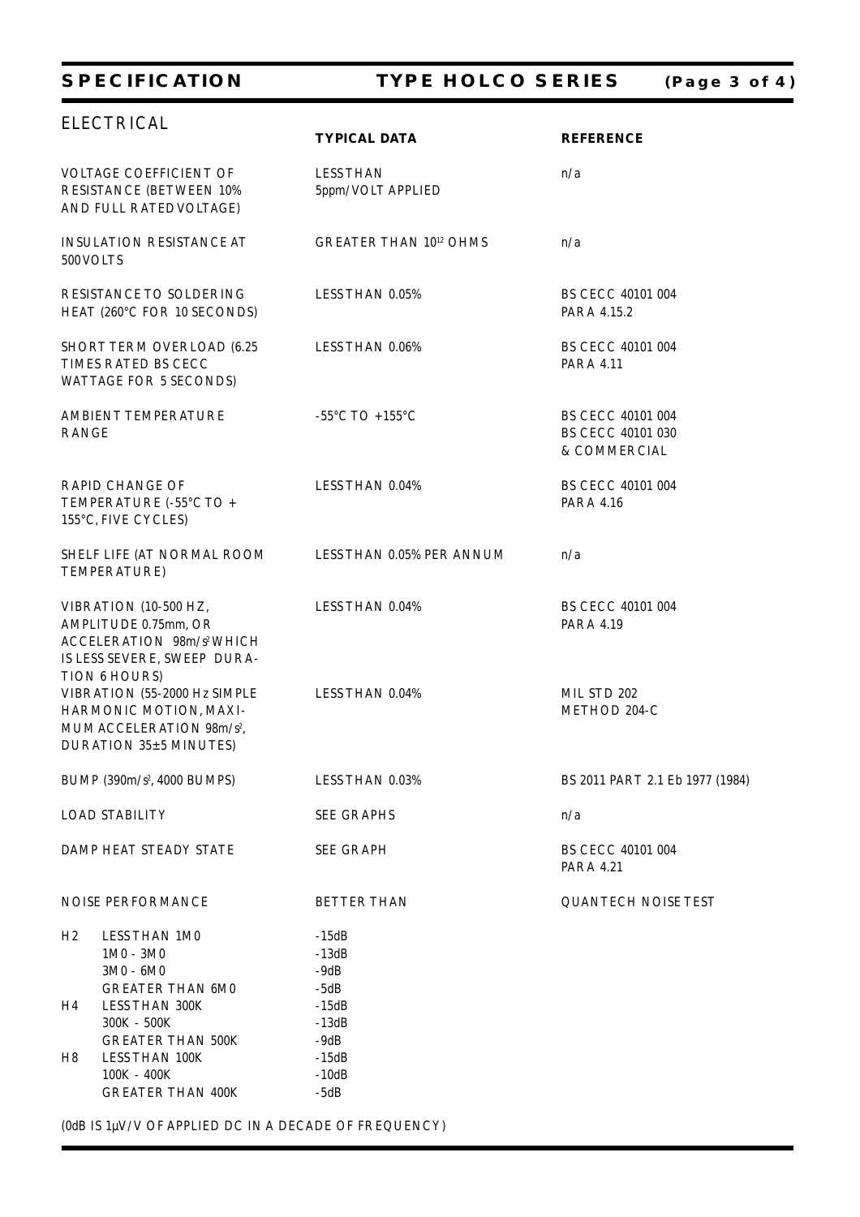## ELECTRICAL

| | TYPICAL DATA | REFERENCE |
|---|---|---|
| VOLTAGE COEFFICIENT OF RESISTANCE (BETWEEN 10% AND FULL RATED VOLTAGE) | LESS THAN 5ppm/VOLT APPLIED | n/a |
| INSULATION RESISTANCE AT 500 VOLTS | GREATER THAN $10^{12}$ OHMS | n/a |
| RESISTANCE TO SOLDERING HEAT (260°C FOR 10 SECONDS) | LESS THAN 0.05% | BS CECC 40101 004 PARA 4.15.2 |
| SHORT TERM OVERLOAD (6.25 TIMES RATED BS CECC WATTAGE FOR 5 SECONDS) | LESS THAN 0.06% | BS CECC 40101 004 PARA 4.11 |
| AMBIENT TEMPERATURE RANGE | -55°C TO +155°C | BS CECC 40101 004 BS CECC 40101 030 & COMMERCIAL |
| RAPID CHANGE OF TEMPERATURE (-55°C TO + 155°C, FIVE CYCLES) | LESS THAN 0.04% | BS CECC 40101 004 PARA 4.16 |
| SHELF LIFE (AT NORMAL ROOM TEMPERATURE) | LESS THAN 0.05% PER ANNUM | n/a |
| VIBRATION (10-500 HZ, AMPLITUDE 0.75mm, OR ACCELERATION 98m/s² WHICH IS LESS SEVERE, SWEEP DURATION 6 HOURS) | LESS THAN 0.04% | BS CECC 40101 004 PARA 4.19 |
| VIBRATION (55-2000 Hz SIMPLE HARMONIC MOTION, MAXIMUM ACCELERATION 98m/s², DURATION 35±5 MINUTES) | LESS THAN 0.04% | MIL STD 202 METHOD 204-C |
| BUMP (390m/s², 4000 BUMPS) | LESS THAN 0.03% | BS 2011 PART 2.1 Eb 1977 (1984) |
| LOAD STABILITY | SEE GRAPHS | n/a |
| DAMP HEAT STEADY STATE | SEE GRAPH | BS CECC 40101 004 PARA 4.21 |
| NOISE PERFORMANCE | BETTER THAN | QUANTECH NOISE TEST |
| H2 LESS THAN 1M0 | -15dB | |
| 1M0 - 3M0 | -13dB | |
| 3M0 - 6M0 | -9dB | |
| GREATER THAN 6M0 | -5dB | |
| H4 LESS THAN 300K | -15dB | |
| 300K - 500K | -13dB | |
| GREATER THAN 500K | -9dB | |
| H8 LESS THAN 100K | -15dB | |
| 100K - 400K | -10dB | |
| GREATER THAN 400K | -5dB | |

(0dB IS 1µV/V OF APPLIED DC IN A DECADE OF FREQUENCY)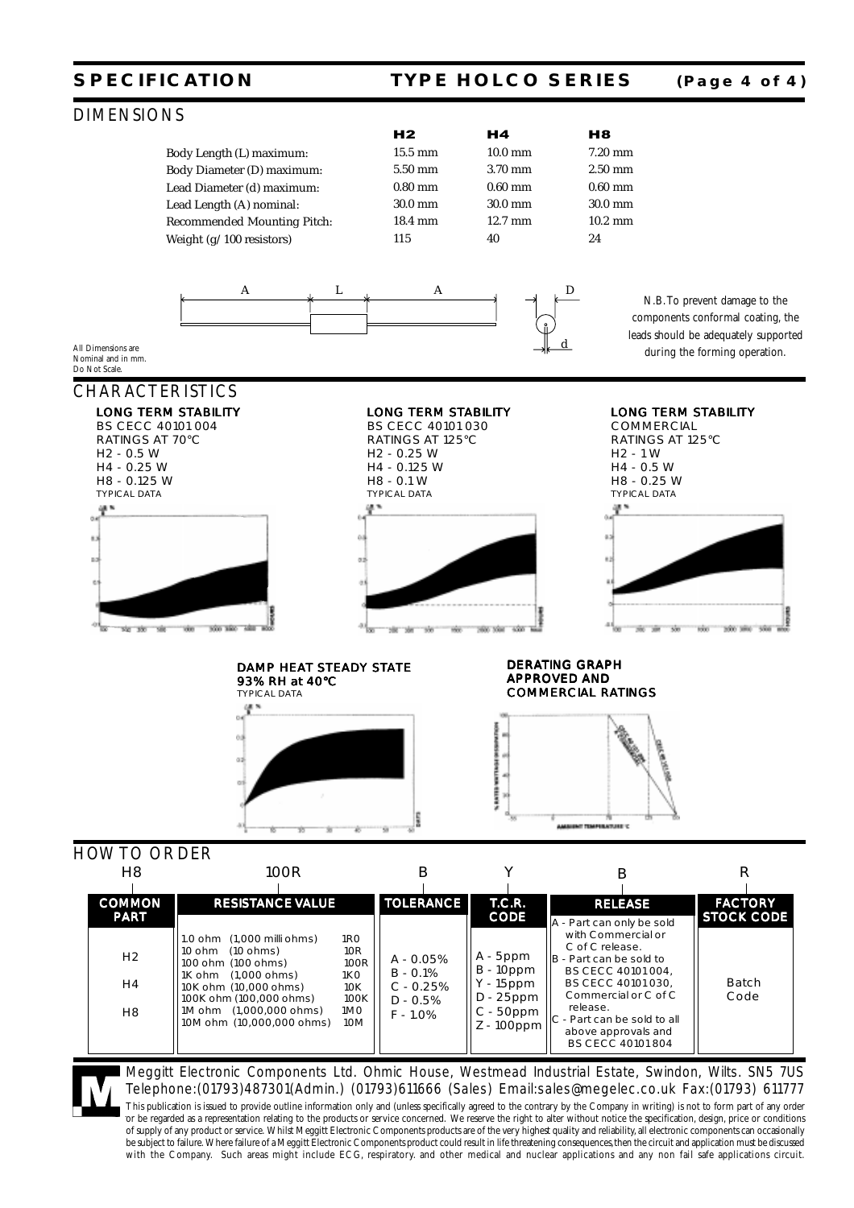## SPECIFICATION TYPE HOLCO SERIES (Page 4 of 4)

## DIMENSIONS

| | H2 | H4 | H8 |
|---|---|---|---|
| Body Length (L) maximum: | 15.5 mm | 10.0 mm | 7.20 mm |
| Body Diameter (D) maximum: | 5.50 mm | 3.70 mm | 2.50 mm |
| Lead Diameter (d) maximum: | 0.80 mm | 0.60 mm | 0.60 mm |
| Lead Length (A) nominal: | 30.0 mm | 30.0 mm | 30.0 mm |
| Recommended Mounting Pitch: | 18.4 mm | 12.7 mm | 10.2 mm |
| Weight (g/100 resistors) | 115 | 40 | 24 |

A L A D d

All Dimensions are Nominal and in mm. Do Not Scale.

N.B. To prevent damage to the components conformal coating, the leads should be adequately supported during the forming operation.

## CHARACTERISTICS

**LONG TERM STABILITY**
BS CECC 40101 004
RATINGS AT 70°C
H2 - 0.5 W
H4 - 0.25 W
H8 - 0.125 W
TYPICAL DATA

**LONG TERM STABILITY**
BS CECC 40101 030
RATINGS AT 125°C
H2 - 0.25 W
H4 - 0.125 W
H8 - 0.1 W
TYPICAL DATA

**LONG TERM STABILITY**
COMMERCIAL
RATINGS AT 125°C
H2 - 1 W
H4 - 0.5 W
H8 - 0.25 W
TYPICAL DATA

**DAMP HEAT STEADY STATE**
**93% RH at 40°C**
TYPICAL DATA

**DERATING GRAPH**
**APPROVED AND**
**COMMERCIAL RATINGS**

% RATED WATTAGE DISSIPATION
AMBIENT TEMPERATURE °C

## HOW TO ORDER

| H8 | 100R | B | Y | B | R |
|---|---|---|---|---|---|
| **COMMON PART** | **RESISTANCE VALUE** | **TOLERANCE** | **T.C.R. CODE** | **RELEASE** | **FACTORY STOCK CODE** |
| H2<br>H4<br>H8 | 1.0 ohm (1,000 milli ohms) 1R0<br>10 ohm (10 ohms) 10R<br>100 ohm (100 ohms) 100R<br>1K ohm (1,000 ohms) 1K0<br>10K ohm (10,000 ohms) 10K<br>100K ohm (100,000 ohms) 100K<br>1M ohm (1,000,000 ohms) 1M0<br>10M ohm (10,000,000 ohms) 10M | A - 0.05%<br>B - 0.1%<br>C - 0.25%<br>D - 0.5%<br>F - 1.0% | A - 5ppm<br>B - 10ppm<br>Y - 15ppm<br>D - 25ppm<br>C - 50ppm<br>Z - 100ppm | A - Part can only be sold with Commercial or C of C release.<br>B - Part can be sold to BS CECC 40101 004, BS CECC 40101 030, Commercial or C of C release.<br>C - Part can be sold to all above approvals and BS CECC 40101 804 | Batch Code |

Meggitt Electronic Components Ltd. Ohmic House, Westmead Industrial Estate, Swindon, Wilts. SN5 7US
Telephone:(01793)487301(Admin.) (01793)611666 (Sales) Email:sales@megelec.co.uk Fax:(01793) 611777

This publication is issued to provide outline information only and (unless specifically agreed to the contrary by the Company in writing) is not to form part of any order or be regarded as a representation relating to the products or service concerned. We reserve the right to alter without notice the specification, design, price or conditions of supply of any product or service. Whilst Meggitt Electronic Components products are of the very highest quality and reliability, all electronic components can occasionally be subject to failure. Where failure of a Meggitt Electronic Components product could result in life threatening consequences, then the circuit and application must be discussed with the Company. Such areas might include ECG, respiratory. and other medical and nuclear applications and any non fail safe applications circuit.